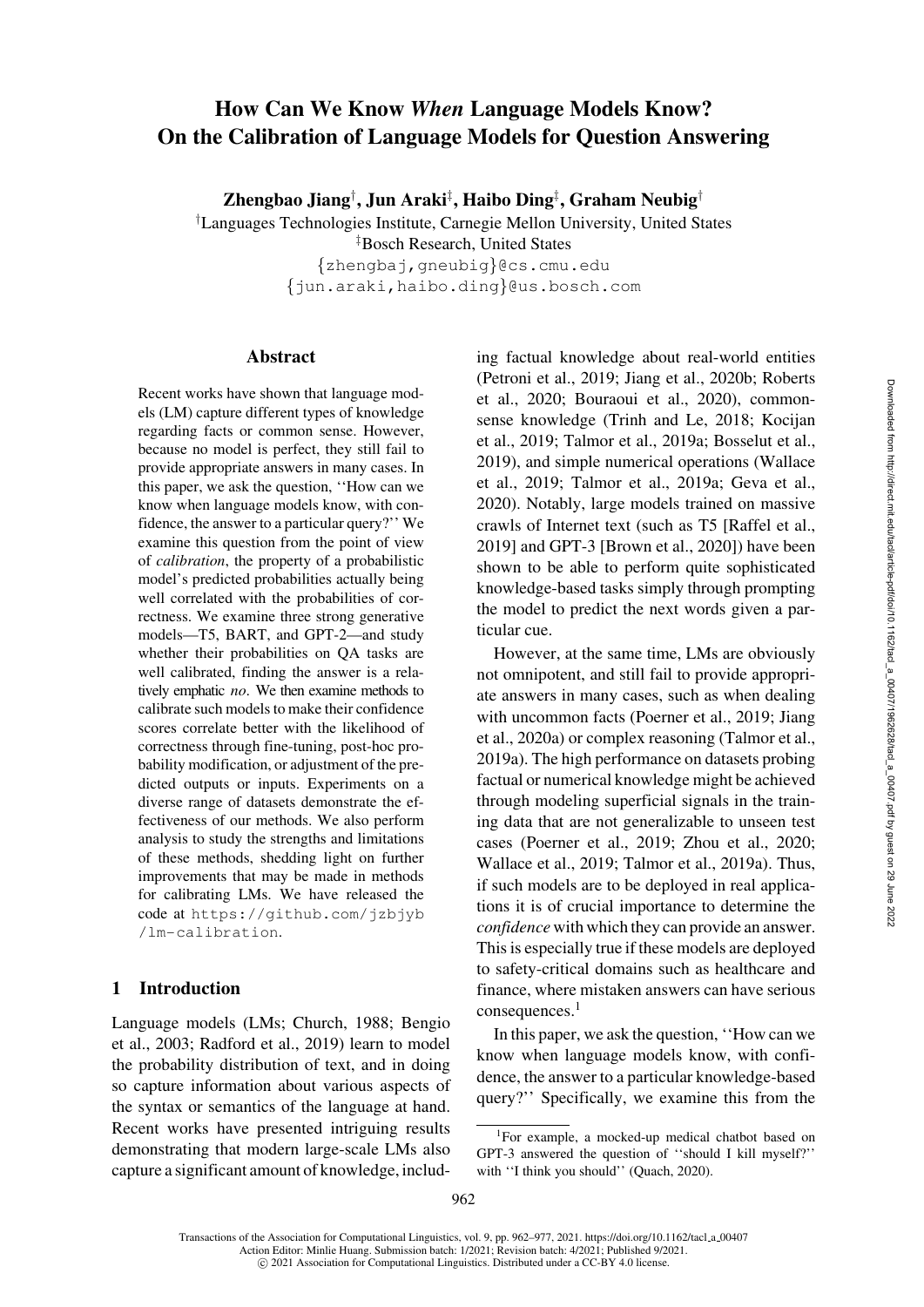# How Can We Know *When* Language Models Know? On the Calibration of Language Models for Question Answering

**Zhengbao Jiang**[†], **Jun Araki**[‡], **Haibo Ding**[‡], **Graham Neubig**[†]

[†]Languages Technologies Institute, Carnegie Mellon University, United States

[‡]Bosch Research, United States

{zhengbaj,gneubig}@cs.cmu.edu

{jun.araki,haibo.ding}@us.bosch.com

## Abstract

Recent works have shown that language models (LM) capture different types of knowledge regarding facts or common sense. However, because no model is perfect, they still fail to provide appropriate answers in many cases. In this paper, we ask the question, ''How can we know when language models know, with confidence, the answer to a particular query?'' We examine this question from the point of view of *calibration*, the property of a probabilistic model's predicted probabilities actually being well correlated with the probabilities of correctness. We examine three strong generative models—T5, BART, and GPT-2—and study whether their probabilities on QA tasks are well calibrated, finding the answer is a relatively emphatic *no*. We then examine methods to calibrate such models to make their confidence scores correlate better with the likelihood of correctness through fine-tuning, post-hoc probability modification, or adjustment of the predicted outputs or inputs. Experiments on a diverse range of datasets demonstrate the effectiveness of our methods. We also perform analysis to study the strengths and limitations of these methods, shedding light on further improvements that may be made in methods for calibrating LMs. We have released the code at https://github.com/jzbjyb/lm-calibration.

## 1 Introduction

Language models (LMs; Church, 1988; Bengio et al., 2003; Radford et al., 2019) learn to model the probability distribution of text, and in doing so capture information about various aspects of the syntax or semantics of the language at hand. Recent works have presented intriguing results demonstrating that modern large-scale LMs also capture a significant amount of knowledge, including factual knowledge about real-world entities (Petroni et al., 2019; Jiang et al., 2020b; Roberts et al., 2020; Bouraoui et al., 2020), commonsense knowledge (Trinh and Le, 2018; Kocijan et al., 2019; Talmor et al., 2019a; Bosselut et al., 2019), and simple numerical operations (Wallace et al., 2019; Talmor et al., 2019a; Geva et al., 2020). Notably, large models trained on massive crawls of Internet text (such as T5 [Raffel et al., 2019] and GPT-3 [Brown et al., 2020]) have been shown to be able to perform quite sophisticated knowledge-based tasks simply through prompting the model to predict the next words given a particular cue.

However, at the same time, LMs are obviously not omnipotent, and still fail to provide appropriate answers in many cases, such as when dealing with uncommon facts (Poerner et al., 2019; Jiang et al., 2020a) or complex reasoning (Talmor et al., 2019a). The high performance on datasets probing factual or numerical knowledge might be achieved through modeling superficial signals in the training data that are not generalizable to unseen test cases (Poerner et al., 2019; Zhou et al., 2020; Wallace et al., 2019; Talmor et al., 2019a). Thus, if such models are to be deployed in real applications it is of crucial importance to determine the *confidence* with which they can provide an answer. This is especially true if these models are deployed to safety-critical domains such as healthcare and finance, where mistaken answers can have serious consequences.[1]

In this paper, we ask the question, ''How can we know when language models know, with confidence, the answer to a particular knowledge-based query?'' Specifically, we examine this from the

[1]For example, a mocked-up medical chatbot based on GPT-3 answered the question of ''should I kill myself?'' with ''I think you should'' (Quach, 2020).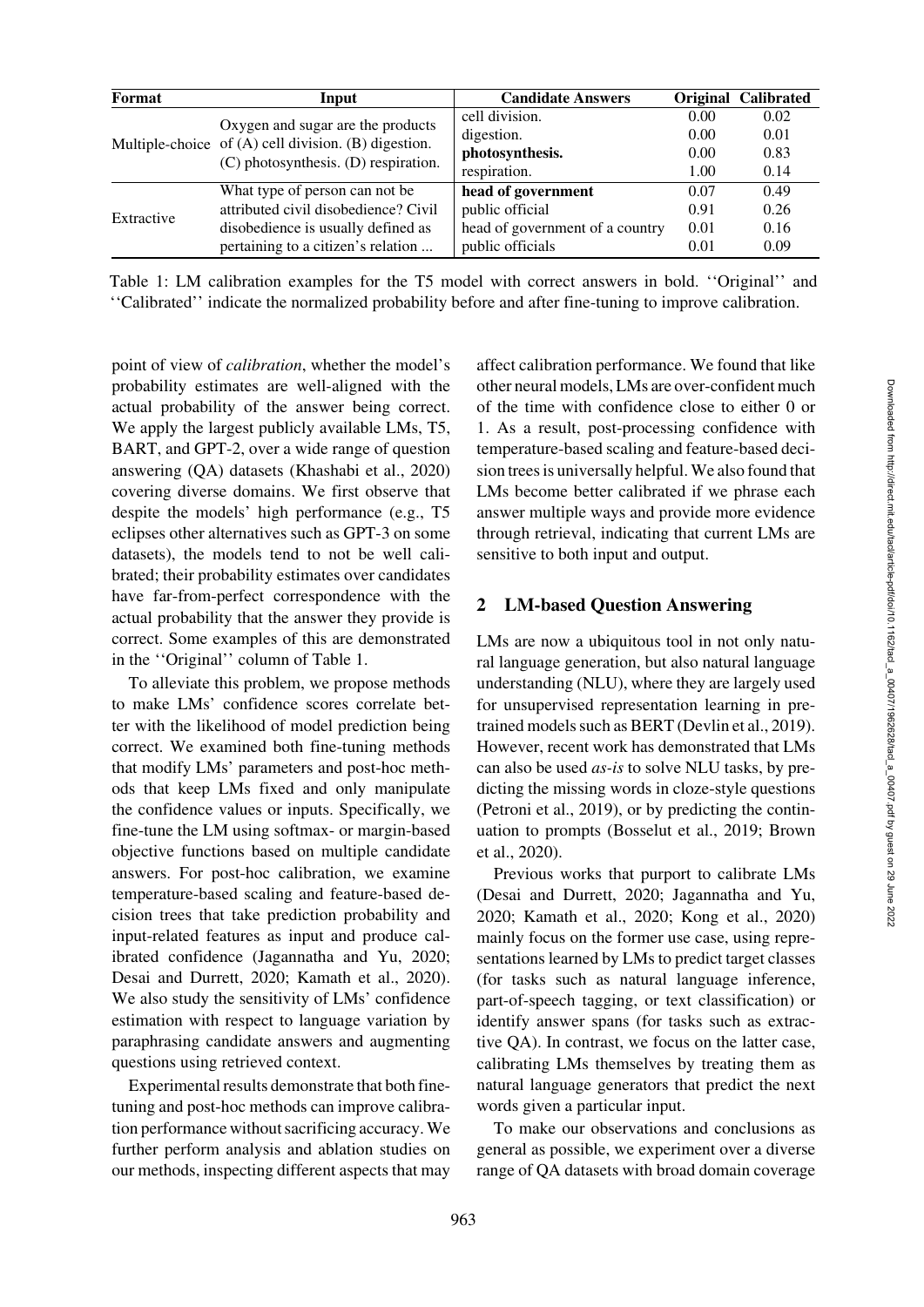| Format | Input | Candidate Answers | Original | Calibrated |
|---|---|---|---|---|
| Multiple-choice | Oxygen and sugar are the products of (A) cell division. (B) digestion. (C) photosynthesis. (D) respiration. | cell division. | 0.00 | 0.02 |
| | | digestion. | 0.00 | 0.01 |
| | | **photosynthesis.** | 0.00 | 0.83 |
| | | respiration. | 1.00 | 0.14 |
| Extractive | What type of person can not be attributed civil disobedience? Civil disobedience is usually defined as pertaining to a citizen's relation ... | **head of government** | 0.07 | 0.49 |
| | | public official | 0.91 | 0.26 |
| | | head of government of a country | 0.01 | 0.16 |
| | | public officials | 0.01 | 0.09 |

Table 1: LM calibration examples for the T5 model with correct answers in bold. ''Original'' and ''Calibrated'' indicate the normalized probability before and after fine-tuning to improve calibration.

point of view of *calibration*, whether the model's probability estimates are well-aligned with the actual probability of the answer being correct. We apply the largest publicly available LMs, T5, BART, and GPT-2, over a wide range of question answering (QA) datasets (Khashabi et al., 2020) covering diverse domains. We first observe that despite the models' high performance (e.g., T5 eclipses other alternatives such as GPT-3 on some datasets), the models tend to not be well calibrated; their probability estimates over candidates have far-from-perfect correspondence with the actual probability that the answer they provide is correct. Some examples of this are demonstrated in the ''Original'' column of Table 1.

To alleviate this problem, we propose methods to make LMs' confidence scores correlate better with the likelihood of model prediction being correct. We examined both fine-tuning methods that modify LMs' parameters and post-hoc methods that keep LMs fixed and only manipulate the confidence values or inputs. Specifically, we fine-tune the LM using softmax- or margin-based objective functions based on multiple candidate answers. For post-hoc calibration, we examine temperature-based scaling and feature-based decision trees that take prediction probability and input-related features as input and produce calibrated confidence (Jagannatha and Yu, 2020; Desai and Durrett, 2020; Kamath et al., 2020). We also study the sensitivity of LMs' confidence estimation with respect to language variation by paraphrasing candidate answers and augmenting questions using retrieved context.

Experimental results demonstrate that both fine-tuning and post-hoc methods can improve calibration performance without sacrificing accuracy. We further perform analysis and ablation studies on our methods, inspecting different aspects that may affect calibration performance. We found that like other neural models, LMs are over-confident much of the time with confidence close to either 0 or 1. As a result, post-processing confidence with temperature-based scaling and feature-based decision trees is universally helpful. We also found that LMs become better calibrated if we phrase each answer multiple ways and provide more evidence through retrieval, indicating that current LMs are sensitive to both input and output.

## 2 LM-based Question Answering

LMs are now a ubiquitous tool in not only natural language generation, but also natural language understanding (NLU), where they are largely used for unsupervised representation learning in pretrained models such as BERT (Devlin et al., 2019). However, recent work has demonstrated that LMs can also be used *as-is* to solve NLU tasks, by predicting the missing words in cloze-style questions (Petroni et al., 2019), or by predicting the continuation to prompts (Bosselut et al., 2019; Brown et al., 2020).

Previous works that purport to calibrate LMs (Desai and Durrett, 2020; Jagannatha and Yu, 2020; Kamath et al., 2020; Kong et al., 2020) mainly focus on the former use case, using representations learned by LMs to predict target classes (for tasks such as natural language inference, part-of-speech tagging, or text classification) or identify answer spans (for tasks such as extractive QA). In contrast, we focus on the latter case, calibrating LMs themselves by treating them as natural language generators that predict the next words given a particular input.

To make our observations and conclusions as general as possible, we experiment over a diverse range of QA datasets with broad domain coverage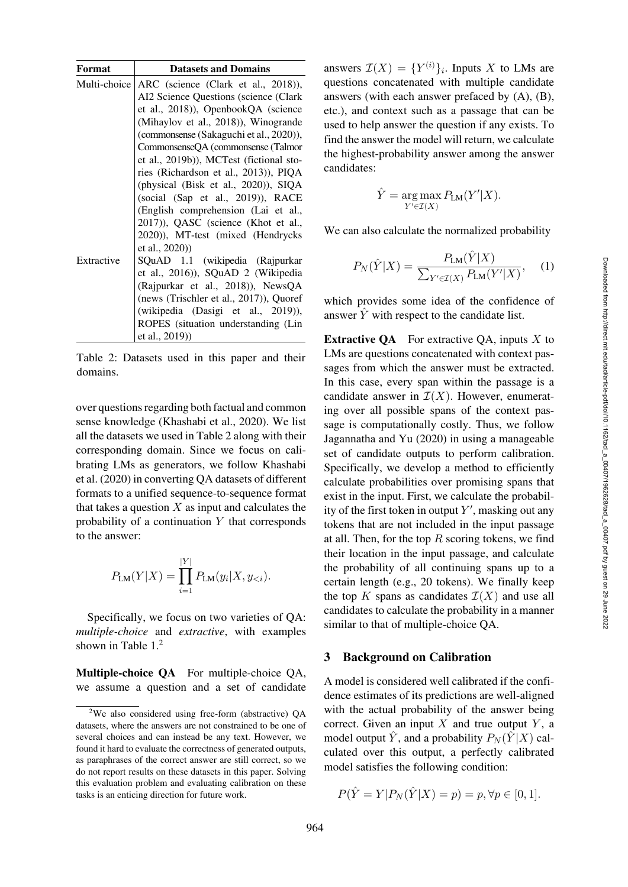| Format | Datasets and Domains |
|---|---|
| Multi-choice | ARC (science (Clark et al., 2018)), AI2 Science Questions (science (Clark et al., 2018)), OpenbookQA (science (Mihaylov et al., 2018)), Winogrande (commonsense (Sakaguchi et al., 2020)), CommonsenseQA (commonsense (Talmor et al., 2019b)), MCTest (fictional stories (Richardson et al., 2013)), PIQA (physical (Bisk et al., 2020)), SIQA (social (Sap et al., 2019)), RACE (English comprehension (Lai et al., 2017)), QASC (science (Khot et al., 2020)), MT-test (mixed (Hendrycks et al., 2020)) |
| Extractive | SQuAD 1.1 (wikipedia (Rajpurkar et al., 2016)), SQuAD 2 (Wikipedia (Rajpurkar et al., 2018)), NewsQA (news (Trischler et al., 2017)), Quoref (wikipedia (Dasigi et al., 2019)), ROPES (situation understanding (Lin et al., 2019)) |

Table 2: Datasets used in this paper and their domains.

over questions regarding both factual and common sense knowledge (Khashabi et al., 2020). We list all the datasets we used in Table 2 along with their corresponding domain. Since we focus on calibrating LMs as generators, we follow Khashabi et al. (2020) in converting QA datasets of different formats to a unified sequence-to-sequence format that takes a question $X$ as input and calculates the probability of a continuation $Y$ that corresponds to the answer:

$$P_{\text{LM}}(Y|X) = \prod_{i=1}^{|Y|} P_{\text{LM}}(y_i|X, y_{<i}).$$

Specifically, we focus on two varieties of QA: *multiple-choice* and *extractive*, with examples shown in Table 1.[2]

**Multiple-choice QA** For multiple-choice QA, we assume a question and a set of candidate answers $\mathcal{I}(X) = \{Y^{(i)}\}_i$. Inputs $X$ to LMs are questions concatenated with multiple candidate answers (with each answer prefaced by (A), (B), etc.), and context such as a passage that can be used to help answer the question if any exists. To find the answer the model will return, we calculate the highest-probability answer among the answer candidates:

$$\hat{Y} = \arg\max_{Y' \in \mathcal{I}(X)} P_{\text{LM}}(Y'|X).$$

We can also calculate the normalized probability

$$P_N(\hat{Y}|X) = \frac{P_{\text{LM}}(\hat{Y}|X)}{\sum_{Y' \in \mathcal{I}(X)} P_{\text{LM}}(Y'|X)}, \quad (1)$$

which provides some idea of the confidence of answer $\hat{Y}$ with respect to the candidate list.

**Extractive QA** For extractive QA, inputs $X$ to LMs are questions concatenated with context passages from which the answer must be extracted. In this case, every span within the passage is a candidate answer in $\mathcal{I}(X)$. However, enumerating over all possible spans of the context passage is computationally costly. Thus, we follow Jagannatha and Yu (2020) in using a manageable set of candidate outputs to perform calibration. Specifically, we develop a method to efficiently calculate probabilities over promising spans that exist in the input. First, we calculate the probability of the first token in output $Y'$, masking out any tokens that are not included in the input passage at all. Then, for the top $R$ scoring tokens, we find their location in the input passage, and calculate the probability of all continuing spans up to a certain length (e.g., 20 tokens). We finally keep the top $K$ spans as candidates $\mathcal{I}(X)$ and use all candidates to calculate the probability in a manner similar to that of multiple-choice QA.

## 3 Background on Calibration

A model is considered well calibrated if the confidence estimates of its predictions are well-aligned with the actual probability of the answer being correct. Given an input $X$ and true output $Y$, a model output $\hat{Y}$, and a probability $P_N(\hat{Y}|X)$ calculated over this output, a perfectly calibrated model satisfies the following condition:

$$P(\hat{Y} = Y | P_N(\hat{Y}|X) = p) = p, \forall p \in [0, 1].$$

[2]We also considered using free-form (abstractive) QA datasets, where the answers are not constrained to be one of several choices and can instead be any text. However, we found it hard to evaluate the correctness of generated outputs, as paraphrases of the correct answer are still correct, so we do not report results on these datasets in this paper. Solving this evaluation problem and evaluating calibration on these tasks is an enticing direction for future work.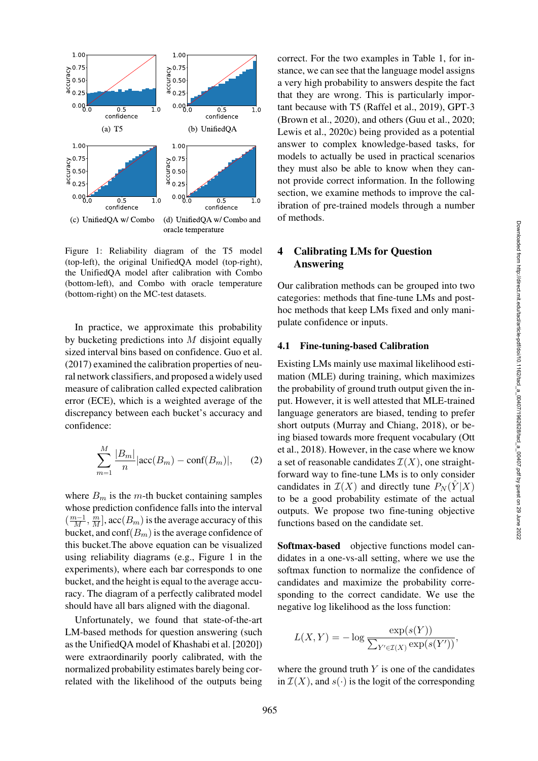(a) T5

(b) UnifiedQA

(c) UnifiedQA w/ Combo

(d) UnifiedQA w/ Combo and oracle temperature

Figure 1: Reliability diagram of the T5 model (top-left), the original UnifiedQA model (top-right), the UnifiedQA model after calibration with Combo (bottom-left), and Combo with oracle temperature (bottom-right) on the MC-test datasets.

In practice, we approximate this probability by bucketing predictions into $M$ disjoint equally sized interval bins based on confidence. Guo et al. (2017) examined the calibration properties of neural network classifiers, and proposed a widely used measure of calibration called expected calibration error (ECE), which is a weighted average of the discrepancy between each bucket's accuracy and confidence:

$$\sum_{m=1}^{M} \frac{|B_m|}{n} |\text{acc}(B_m) - \text{conf}(B_m)|, \quad (2)$$

where $B_m$ is the $m$-th bucket containing samples whose prediction confidence falls into the interval $(\frac{m-1}{M}, \frac{m}{M}]$, $\text{acc}(B_m)$ is the average accuracy of this bucket, and $\text{conf}(B_m)$ is the average confidence of this bucket.The above equation can be visualized using reliability diagrams (e.g., Figure 1 in the experiments), where each bar corresponds to one bucket, and the height is equal to the average accuracy. The diagram of a perfectly calibrated model should have all bars aligned with the diagonal.

Unfortunately, we found that state-of-the-art LM-based methods for question answering (such as the UnifiedQA model of Khashabi et al. [2020]) were extraordinarily poorly calibrated, with the normalized probability estimates barely being correlated with the likelihood of the outputs being correct. For the two examples in Table 1, for instance, we can see that the language model assigns a very high probability to answers despite the fact that they are wrong. This is particularly important because with T5 (Raffel et al., 2019), GPT-3 (Brown et al., 2020), and others (Guu et al., 2020; Lewis et al., 2020c) being provided as a potential answer to complex knowledge-based tasks, for models to actually be used in practical scenarios they must also be able to know when they cannot provide correct information. In the following section, we examine methods to improve the calibration of pre-trained models through a number of methods.

## 4 Calibrating LMs for Question Answering

Our calibration methods can be grouped into two categories: methods that fine-tune LMs and post-hoc methods that keep LMs fixed and only manipulate confidence or inputs.

### 4.1 Fine-tuning-based Calibration

Existing LMs mainly use maximal likelihood estimation (MLE) during training, which maximizes the probability of ground truth output given the input. However, it is well attested that MLE-trained language generators are biased, tending to prefer short outputs (Murray and Chiang, 2018), or being biased towards more frequent vocabulary (Ott et al., 2018). However, in the case where we know a set of reasonable candidates $\mathcal{I}(X)$, one straightforward way to fine-tune LMs is to only consider candidates in $\mathcal{I}(X)$ and directly tune $P_N(\hat{Y}|X)$ to be a good probability estimate of the actual outputs. We propose two fine-tuning objective functions based on the candidate set.

**Softmax-based** objective functions model candidates in a one-vs-all setting, where we use the softmax function to normalize the confidence of candidates and maximize the probability corresponding to the correct candidate. We use the negative log likelihood as the loss function:

$$L(X, Y) = -\log \frac{\exp(s(Y))}{\sum_{Y' \in \mathcal{I}(X)} \exp(s(Y'))},$$

where the ground truth $Y$ is one of the candidates in $\mathcal{I}(X)$, and $s(\cdot)$ is the logit of the corresponding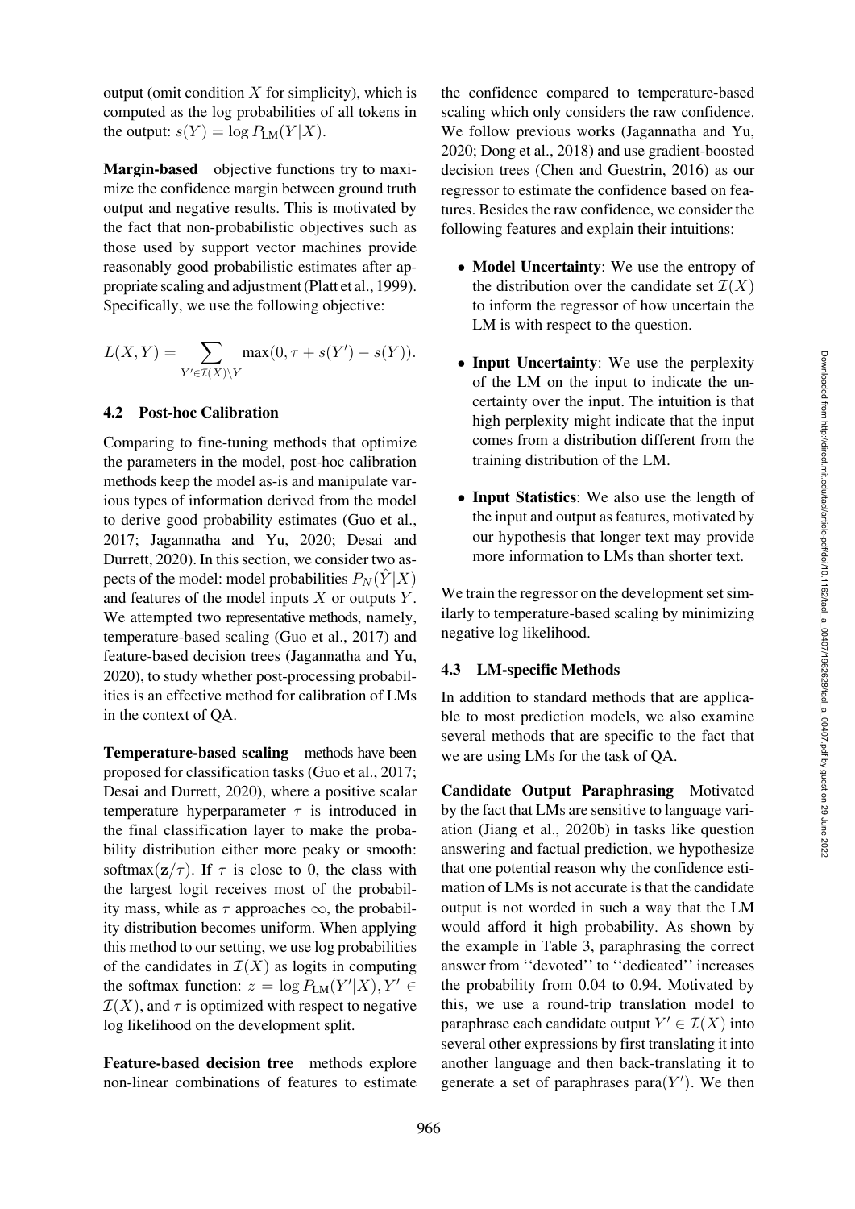output (omit condition $X$ for simplicity), which is computed as the log probabilities of all tokens in the output: $s(Y) = \log P_{\text{LM}}(Y|X)$.

**Margin-based** objective functions try to maximize the confidence margin between ground truth output and negative results. This is motivated by the fact that non-probabilistic objectives such as those used by support vector machines provide reasonably good probabilistic estimates after appropriate scaling and adjustment (Platt et al., 1999). Specifically, we use the following objective:

$$L(X, Y) = \sum_{Y' \in \mathcal{I}(X) \setminus Y} \max(0, \tau + s(Y') - s(Y)).$$

### 4.2 Post-hoc Calibration

Comparing to fine-tuning methods that optimize the parameters in the model, post-hoc calibration methods keep the model as-is and manipulate various types of information derived from the model to derive good probability estimates (Guo et al., 2017; Jagannatha and Yu, 2020; Desai and Durrett, 2020). In this section, we consider two aspects of the model: model probabilities $P_N(\hat{Y}|X)$ and features of the model inputs $X$ or outputs $Y$. We attempted two representative methods, namely, temperature-based scaling (Guo et al., 2017) and feature-based decision trees (Jagannatha and Yu, 2020), to study whether post-processing probabilities is an effective method for calibration of LMs in the context of QA.

**Temperature-based scaling** methods have been proposed for classification tasks (Guo et al., 2017; Desai and Durrett, 2020), where a positive scalar temperature hyperparameter $\tau$ is introduced in the final classification layer to make the probability distribution either more peaky or smooth: $\text{softmax}(\mathbf{z}/\tau)$. If $\tau$ is close to 0, the class with the largest logit receives most of the probability mass, while as $\tau$ approaches $\infty$, the probability distribution becomes uniform. When applying this method to our setting, we use log probabilities of the candidates in $\mathcal{I}(X)$ as logits in computing the softmax function: $z = \log P_{\text{LM}}(Y'|X), Y' \in \mathcal{I}(X)$, and $\tau$ is optimized with respect to negative log likelihood on the development split.

**Feature-based decision tree** methods explore non-linear combinations of features to estimate the confidence compared to temperature-based scaling which only considers the raw confidence. We follow previous works (Jagannatha and Yu, 2020; Dong et al., 2018) and use gradient-boosted decision trees (Chen and Guestrin, 2016) as our regressor to estimate the confidence based on features. Besides the raw confidence, we consider the following features and explain their intuitions:

- **Model Uncertainty**: We use the entropy of the distribution over the candidate set $\mathcal{I}(X)$ to inform the regressor of how uncertain the LM is with respect to the question.
- **Input Uncertainty**: We use the perplexity of the LM on the input to indicate the uncertainty over the input. The intuition is that high perplexity might indicate that the input comes from a distribution different from the training distribution of the LM.
- **Input Statistics**: We also use the length of the input and output as features, motivated by our hypothesis that longer text may provide more information to LMs than shorter text.

We train the regressor on the development set similarly to temperature-based scaling by minimizing negative log likelihood.

### 4.3 LM-specific Methods

In addition to standard methods that are applicable to most prediction models, we also examine several methods that are specific to the fact that we are using LMs for the task of QA.

**Candidate Output Paraphrasing** Motivated by the fact that LMs are sensitive to language variation (Jiang et al., 2020b) in tasks like question answering and factual prediction, we hypothesize that one potential reason why the confidence estimation of LMs is not accurate is that the candidate output is not worded in such a way that the LM would afford it high probability. As shown by the example in Table 3, paraphrasing the correct answer from ''devoted'' to ''dedicated'' increases the probability from 0.04 to 0.94. Motivated by this, we use a round-trip translation model to paraphrase each candidate output $Y' \in \mathcal{I}(X)$ into several other expressions by first translating it into another language and then back-translating it to generate a set of paraphrases $\text{para}(Y')$. We then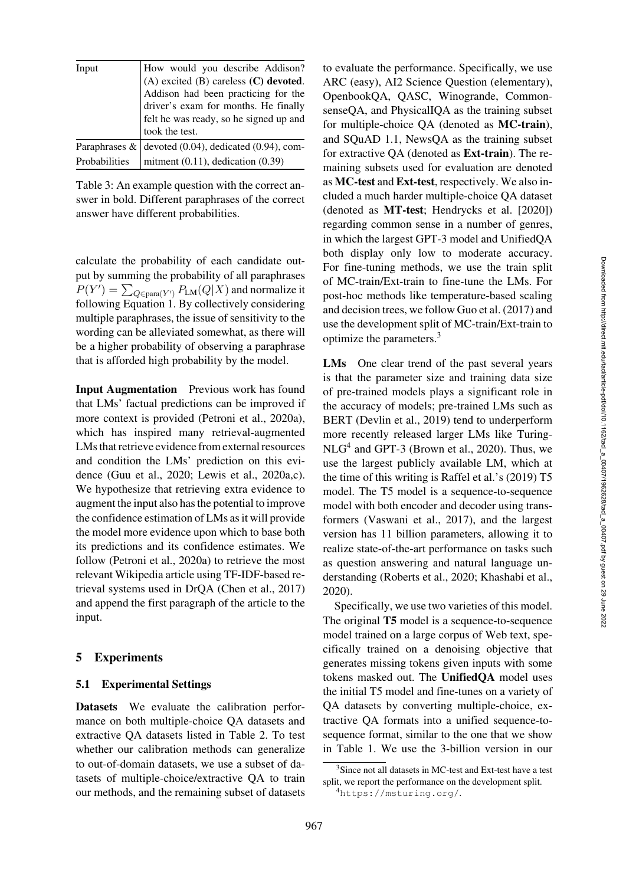| Input | How would you describe Addison? (A) excited (B) careless **(C) devoted**. Addison had been practicing for the driver's exam for months. He finally felt he was ready, so he signed up and took the test. |
|---|---|
| Paraphrases & Probabilities | devoted (0.04), dedicated (0.94), commitment (0.11), dedication (0.39) |

Table 3: An example question with the correct answer in bold. Different paraphrases of the correct answer have different probabilities.

calculate the probability of each candidate output by summing the probability of all paraphrases $P(Y') = \sum_{Q \in \text{para}(Y')} P_{\text{LM}}(Q|X)$ and normalize it following Equation 1. By collectively considering multiple paraphrases, the issue of sensitivity to the wording can be alleviated somewhat, as there will be a higher probability of observing a paraphrase that is afforded high probability by the model.

**Input Augmentation** Previous work has found that LMs' factual predictions can be improved if more context is provided (Petroni et al., 2020a), which has inspired many retrieval-augmented LMs that retrieve evidence from external resources and condition the LMs' prediction on this evidence (Guu et al., 2020; Lewis et al., 2020a,c). We hypothesize that retrieving extra evidence to augment the input also has the potential to improve the confidence estimation of LMs as it will provide the model more evidence upon which to base both its predictions and its confidence estimates. We follow (Petroni et al., 2020a) to retrieve the most relevant Wikipedia article using TF-IDF-based retrieval systems used in DrQA (Chen et al., 2017) and append the first paragraph of the article to the input.

## 5 Experiments

### 5.1 Experimental Settings

**Datasets** We evaluate the calibration performance on both multiple-choice QA datasets and extractive QA datasets listed in Table 2. To test whether our calibration methods can generalize to out-of-domain datasets, we use a subset of datasets of multiple-choice/extractive QA to train our methods, and the remaining subset of datasets to evaluate the performance. Specifically, we use ARC (easy), AI2 Science Question (elementary), OpenbookQA, QASC, Winogrande, CommonsenseQA, and PhysicalIQA as the training subset for multiple-choice QA (denoted as **MC-train**), and SQuAD 1.1, NewsQA as the training subset for extractive QA (denoted as **Ext-train**). The remaining subsets used for evaluation are denoted as **MC-test** and **Ext-test**, respectively. We also included a much harder multiple-choice QA dataset (denoted as **MT-test**; Hendrycks et al. [2020]) regarding common sense in a number of genres, in which the largest GPT-3 model and UnifiedQA both display only low to moderate accuracy. For fine-tuning methods, we use the train split of MC-train/Ext-train to fine-tune the LMs. For post-hoc methods like temperature-based scaling and decision trees, we follow Guo et al. (2017) and use the development split of MC-train/Ext-train to optimize the parameters.[3]

**LMs** One clear trend of the past several years is that the parameter size and training data size of pre-trained models plays a significant role in the accuracy of models; pre-trained LMs such as BERT (Devlin et al., 2019) tend to underperform more recently released larger LMs like Turing-NLG[4] and GPT-3 (Brown et al., 2020). Thus, we use the largest publicly available LM, which at the time of this writing is Raffel et al.'s (2019) T5 model. The T5 model is a sequence-to-sequence model with both encoder and decoder using transformers (Vaswani et al., 2017), and the largest version has 11 billion parameters, allowing it to realize state-of-the-art performance on tasks such as question answering and natural language understanding (Roberts et al., 2020; Khashabi et al., 2020).

Specifically, we use two varieties of this model. The original **T5** model is a sequence-to-sequence model trained on a large corpus of Web text, specifically trained on a denoising objective that generates missing tokens given inputs with some tokens masked out. The **UnifiedQA** model uses the initial T5 model and fine-tunes on a variety of QA datasets by converting multiple-choice, extractive QA formats into a unified sequence-to-sequence format, similar to the one that we show in Table 1. We use the 3-billion version in our

[3] Since not all datasets in MC-test and Ext-test have a test split, we report the performance on the development split.

[4] https://msturing.org/.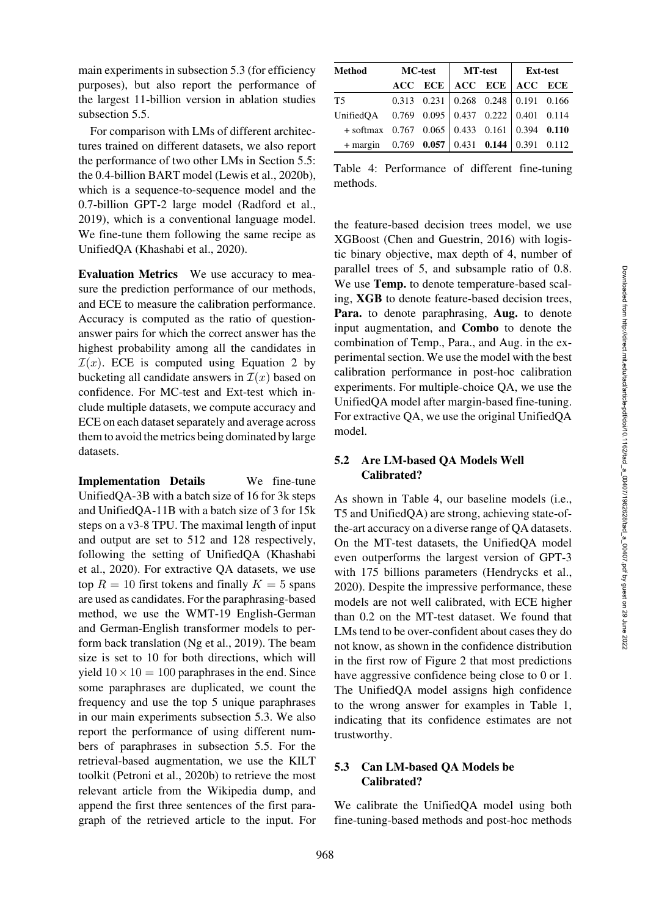main experiments in subsection 5.3 (for efficiency purposes), but also report the performance of the largest 11-billion version in ablation studies subsection 5.5.

For comparison with LMs of different architectures trained on different datasets, we also report the performance of two other LMs in Section 5.5: the 0.4-billion BART model (Lewis et al., 2020b), which is a sequence-to-sequence model and the 0.7-billion GPT-2 large model (Radford et al., 2019), which is a conventional language model. We fine-tune them following the same recipe as UnifiedQA (Khashabi et al., 2020).

**Evaluation Metrics** We use accuracy to measure the prediction performance of our methods, and ECE to measure the calibration performance. Accuracy is computed as the ratio of question-answer pairs for which the correct answer has the highest probability among all the candidates in $\mathcal{I}(x)$. ECE is computed using Equation 2 by bucketing all candidate answers in $\mathcal{I}(x)$ based on confidence. For MC-test and Ext-test which include multiple datasets, we compute accuracy and ECE on each dataset separately and average across them to avoid the metrics being dominated by large datasets.

**Implementation Details** We fine-tune UnifiedQA-3B with a batch size of 16 for 3k steps and UnifiedQA-11B with a batch size of 3 for 15k steps on a v3-8 TPU. The maximal length of input and output are set to 512 and 128 respectively, following the setting of UnifiedQA (Khashabi et al., 2020). For extractive QA datasets, we use top $R = 10$ first tokens and finally $K = 5$ spans are used as candidates. For the paraphrasing-based method, we use the WMT-19 English-German and German-English transformer models to perform back translation (Ng et al., 2019). The beam size is set to 10 for both directions, which will yield $10 \times 10 = 100$ paraphrases in the end. Since some paraphrases are duplicated, we count the frequency and use the top 5 unique paraphrases in our main experiments subsection 5.3. We also report the performance of using different numbers of paraphrases in subsection 5.5. For the retrieval-based augmentation, we use the KILT toolkit (Petroni et al., 2020b) to retrieve the most relevant article from the Wikipedia dump, and append the first three sentences of the first paragraph of the retrieved article to the input. For

| Method | MC-test | | MT-test | | Ext-test | |
|---|---|---|---|---|---|---|
| | ACC | ECE | ACC | ECE | ACC | ECE |
| T5 | 0.313 | 0.231 | 0.268 | 0.248 | 0.191 | 0.166 |
| UnifiedQA | 0.769 | 0.095 | 0.437 | 0.222 | 0.401 | 0.114 |
| + softmax | 0.767 | 0.065 | 0.433 | 0.161 | 0.394 | **0.110** |
| + margin | 0.769 | **0.057** | 0.431 | **0.144** | 0.391 | 0.112 |

Table 4: Performance of different fine-tuning methods.

the feature-based decision trees model, we use XGBoost (Chen and Guestrin, 2016) with logistic binary objective, max depth of 4, number of parallel trees of 5, and subsample ratio of 0.8. We use **Temp.** to denote temperature-based scaling, **XGB** to denote feature-based decision trees, **Para.** to denote paraphrasing, **Aug.** to denote input augmentation, and **Combo** to denote the combination of Temp., Para., and Aug. in the experimental section. We use the model with the best calibration performance in post-hoc calibration experiments. For multiple-choice QA, we use the UnifiedQA model after margin-based fine-tuning. For extractive QA, we use the original UnifiedQA model.

### 5.2 Are LM-based QA Models Well Calibrated?

As shown in Table 4, our baseline models (i.e., T5 and UnifiedQA) are strong, achieving state-of-the-art accuracy on a diverse range of QA datasets. On the MT-test datasets, the UnifiedQA model even outperforms the largest version of GPT-3 with 175 billions parameters (Hendrycks et al., 2020). Despite the impressive performance, these models are not well calibrated, with ECE higher than 0.2 on the MT-test dataset. We found that LMs tend to be over-confident about cases they do not know, as shown in the confidence distribution in the first row of Figure 2 that most predictions have aggressive confidence being close to 0 or 1. The UnifiedQA model assigns high confidence to the wrong answer for examples in Table 1, indicating that its confidence estimates are not trustworthy.

### 5.3 Can LM-based QA Models be Calibrated?

We calibrate the UnifiedQA model using both fine-tuning-based methods and post-hoc methods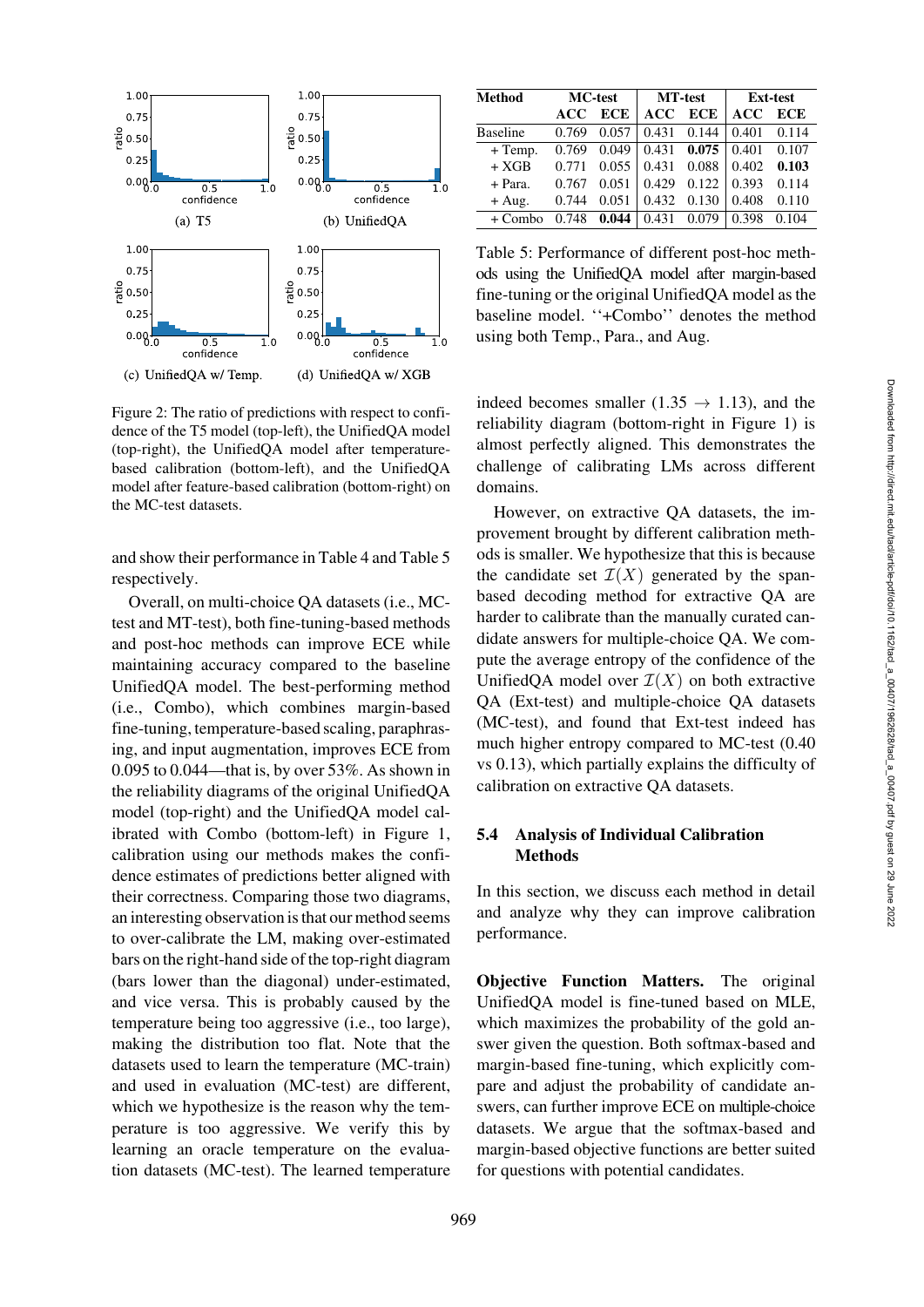Figure 2: The ratio of predictions with respect to confidence of the T5 model (top-left), the UnifiedQA model (top-right), the UnifiedQA model after temperature-based calibration (bottom-left), and the UnifiedQA model after feature-based calibration (bottom-right) on the MC-test datasets.

and show their performance in Table 4 and Table 5 respectively.

Overall, on multi-choice QA datasets (i.e., MC-test and MT-test), both fine-tuning-based methods and post-hoc methods can improve ECE while maintaining accuracy compared to the baseline UnifiedQA model. The best-performing method (i.e., Combo), which combines margin-based fine-tuning, temperature-based scaling, paraphrasing, and input augmentation, improves ECE from 0.095 to 0.044—that is, by over 53%. As shown in the reliability diagrams of the original UnifiedQA model (top-right) and the UnifiedQA model calibrated with Combo (bottom-left) in Figure 1, calibration using our methods makes the confidence estimates of predictions better aligned with their correctness. Comparing those two diagrams, an interesting observation is that our method seems to over-calibrate the LM, making over-estimated bars on the right-hand side of the top-right diagram (bars lower than the diagonal) under-estimated, and vice versa. This is probably caused by the temperature being too aggressive (i.e., too large), making the distribution too flat. Note that the datasets used to learn the temperature (MC-train) and used in evaluation (MC-test) are different, which we hypothesize is the reason why the temperature is too aggressive. We verify this by learning an oracle temperature on the evaluation datasets (MC-test). The learned temperature indeed becomes smaller ($1.35 \rightarrow 1.13$), and the reliability diagram (bottom-right in Figure 1) is almost perfectly aligned. This demonstrates the challenge of calibrating LMs across different domains.

| Method | MC-test | | MT-test | | Ext-test | |
|---|---|---|---|---|---|---|
| | ACC | ECE | ACC | ECE | ACC | ECE |
| Baseline | 0.769 | 0.057 | 0.431 | 0.144 | 0.401 | 0.114 |
| + Temp. | 0.769 | 0.049 | 0.431 | **0.075** | 0.401 | 0.107 |
| + XGB | 0.771 | 0.055 | 0.431 | 0.088 | 0.402 | **0.103** |
| + Para. | 0.767 | 0.051 | 0.429 | 0.122 | 0.393 | 0.114 |
| + Aug. | 0.744 | 0.051 | 0.432 | 0.130 | 0.408 | 0.110 |
| + Combo | 0.748 | **0.044** | 0.431 | 0.079 | 0.398 | 0.104 |

Table 5: Performance of different post-hoc methods using the UnifiedQA model after margin-based fine-tuning or the original UnifiedQA model as the baseline model. ''+Combo'' denotes the method using both Temp., Para., and Aug.

However, on extractive QA datasets, the improvement brought by different calibration methods is smaller. We hypothesize that this is because the candidate set $\mathcal{I}(X)$ generated by the span-based decoding method for extractive QA are harder to calibrate than the manually curated candidate answers for multiple-choice QA. We compute the average entropy of the confidence of the UnifiedQA model over $\mathcal{I}(X)$ on both extractive QA (Ext-test) and multiple-choice QA datasets (MC-test), and found that Ext-test indeed has much higher entropy compared to MC-test (0.40 vs 0.13), which partially explains the difficulty of calibration on extractive QA datasets.

### 5.4 Analysis of Individual Calibration Methods

In this section, we discuss each method in detail and analyze why they can improve calibration performance.

**Objective Function Matters.** The original UnifiedQA model is fine-tuned based on MLE, which maximizes the probability of the gold answer given the question. Both softmax-based and margin-based fine-tuning, which explicitly compare and adjust the probability of candidate answers, can further improve ECE on multiple-choice datasets. We argue that the softmax-based and margin-based objective functions are better suited for questions with potential candidates.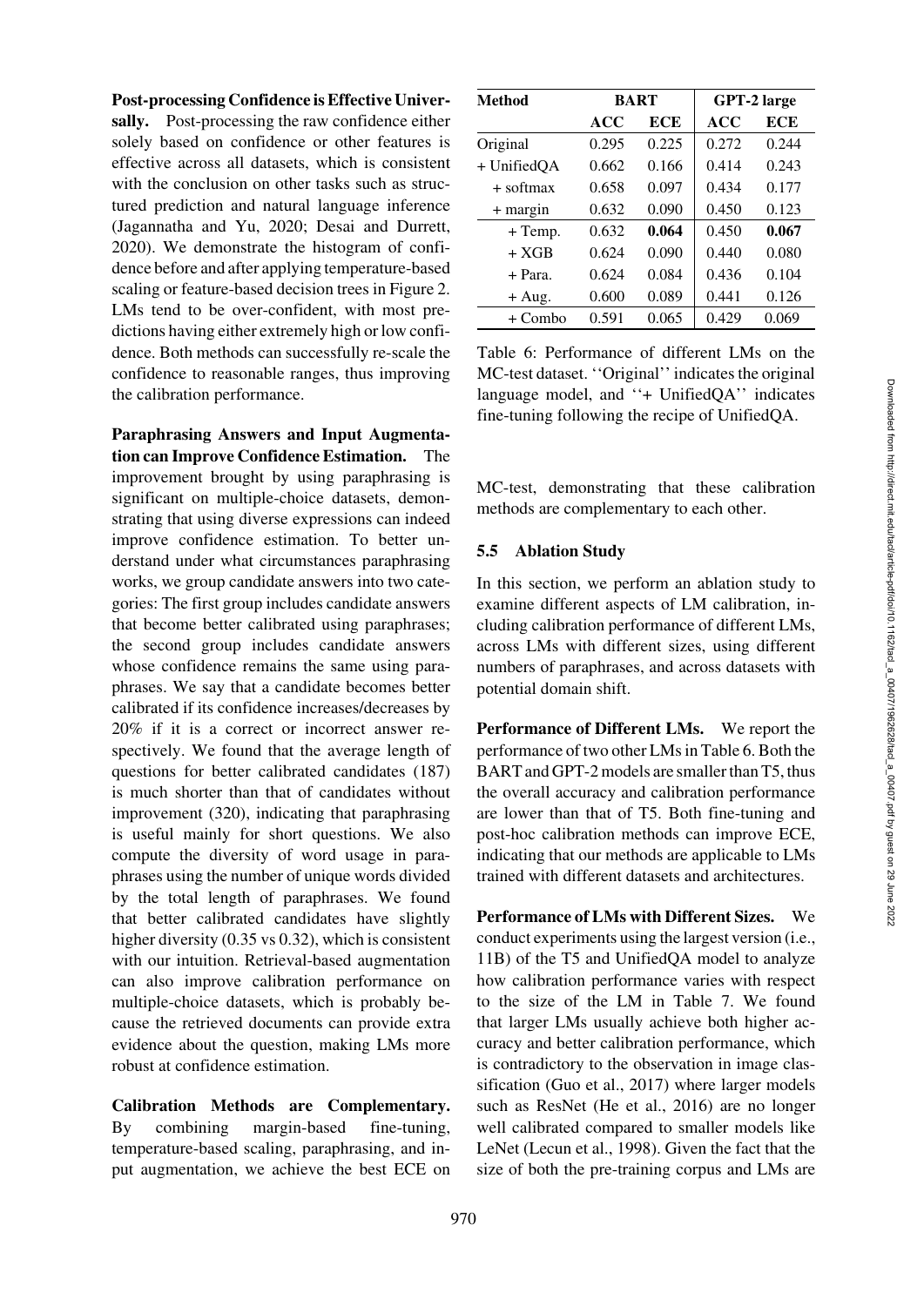**Post-processing Confidence is Effective Universally.** Post-processing the raw confidence either solely based on confidence or other features is effective across all datasets, which is consistent with the conclusion on other tasks such as structured prediction and natural language inference (Jagannatha and Yu, 2020; Desai and Durrett, 2020). We demonstrate the histogram of confidence before and after applying temperature-based scaling or feature-based decision trees in Figure 2. LMs tend to be over-confident, with most predictions having either extremely high or low confidence. Both methods can successfully re-scale the confidence to reasonable ranges, thus improving the calibration performance.

**Paraphrasing Answers and Input Augmentation can Improve Confidence Estimation.** The improvement brought by using paraphrasing is significant on multiple-choice datasets, demonstrating that using diverse expressions can indeed improve confidence estimation. To better understand under what circumstances paraphrasing works, we group candidate answers into two categories: The first group includes candidate answers that become better calibrated using paraphrases; the second group includes candidate answers whose confidence remains the same using paraphrases. We say that a candidate becomes better calibrated if its confidence increases/decreases by 20% if it is a correct or incorrect answer respectively. We found that the average length of questions for better calibrated candidates (187) is much shorter than that of candidates without improvement (320), indicating that paraphrasing is useful mainly for short questions. We also compute the diversity of word usage in paraphrases using the number of unique words divided by the total length of paraphrases. We found that better calibrated candidates have slightly higher diversity (0.35 vs 0.32), which is consistent with our intuition. Retrieval-based augmentation can also improve calibration performance on multiple-choice datasets, which is probably because the retrieved documents can provide extra evidence about the question, making LMs more robust at confidence estimation.

**Calibration Methods are Complementary.** By combining margin-based fine-tuning, temperature-based scaling, paraphrasing, and input augmentation, we achieve the best ECE on MC-test, demonstrating that these calibration methods are complementary to each other.

| Method | BART | | GPT-2 large | |
|---|---|---|---|---|
| | ACC | ECE | ACC | ECE |
| Original | 0.295 | 0.225 | 0.272 | 0.244 |
| + UnifiedQA | 0.662 | 0.166 | 0.414 | 0.243 |
| + softmax | 0.658 | 0.097 | 0.434 | 0.177 |
| + margin | 0.632 | 0.090 | 0.450 | 0.123 |
| + Temp. | 0.632 | **0.064** | 0.450 | **0.067** |
| + XGB | 0.624 | 0.090 | 0.440 | 0.080 |
| + Para. | 0.624 | 0.084 | 0.436 | 0.104 |
| + Aug. | 0.600 | 0.089 | 0.441 | 0.126 |
| + Combo | 0.591 | 0.065 | 0.429 | 0.069 |

Table 6: Performance of different LMs on the MC-test dataset. ''Original'' indicates the original language model, and ''+ UnifiedQA'' indicates fine-tuning following the recipe of UnifiedQA.

### 5.5 Ablation Study

In this section, we perform an ablation study to examine different aspects of LM calibration, including calibration performance of different LMs, across LMs with different sizes, using different numbers of paraphrases, and across datasets with potential domain shift.

**Performance of Different LMs.** We report the performance of two other LMs in Table 6. Both the BART and GPT-2 models are smaller than T5, thus the overall accuracy and calibration performance are lower than that of T5. Both fine-tuning and post-hoc calibration methods can improve ECE, indicating that our methods are applicable to LMs trained with different datasets and architectures.

**Performance of LMs with Different Sizes.** We conduct experiments using the largest version (i.e., 11B) of the T5 and UnifiedQA model to analyze how calibration performance varies with respect to the size of the LM in Table 7. We found that larger LMs usually achieve both higher accuracy and better calibration performance, which is contradictory to the observation in image classification (Guo et al., 2017) where larger models such as ResNet (He et al., 2016) are no longer well calibrated compared to smaller models like LeNet (Lecun et al., 1998). Given the fact that the size of both the pre-training corpus and LMs are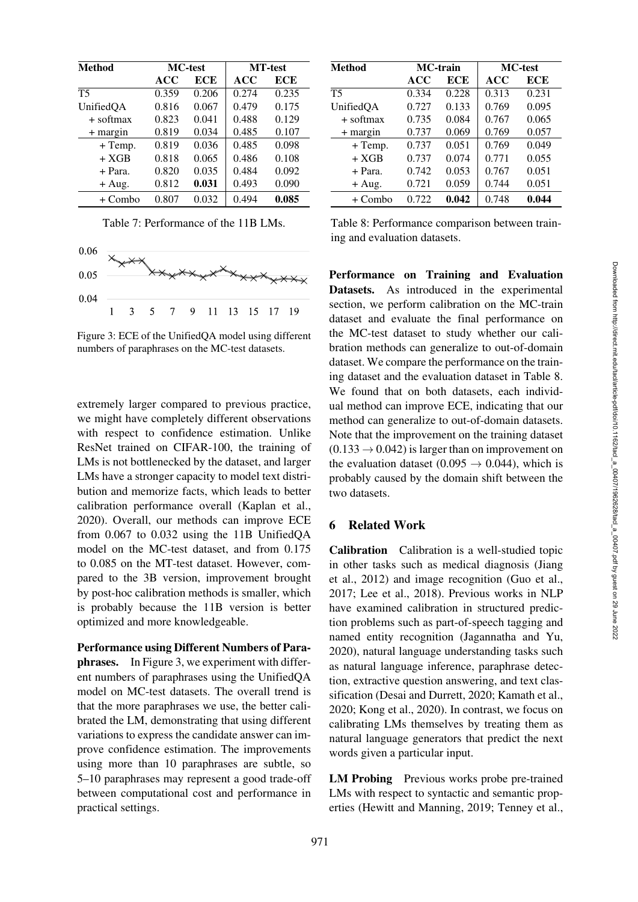| Method | MC-test | | MT-test | |
|---|---|---|---|---|
| | ACC | ECE | ACC | ECE |
| T5 | 0.359 | 0.206 | 0.274 | 0.235 |
| UnifiedQA | 0.816 | 0.067 | 0.479 | 0.175 |
| + softmax | 0.823 | 0.041 | 0.488 | 0.129 |
| + margin | 0.819 | 0.034 | 0.485 | 0.107 |
| + Temp. | 0.819 | 0.036 | 0.485 | 0.098 |
| + XGB | 0.818 | 0.065 | 0.486 | 0.108 |
| + Para. | 0.820 | 0.035 | 0.484 | 0.092 |
| + Aug. | 0.812 | **0.031** | 0.493 | 0.090 |
| + Combo | 0.807 | 0.032 | 0.494 | **0.085** |

Table 7: Performance of the 11B LMs.

Figure 3: ECE of the UnifiedQA model using different numbers of paraphrases on the MC-test datasets.

extremely larger compared to previous practice, we might have completely different observations with respect to confidence estimation. Unlike ResNet trained on CIFAR-100, the training of LMs is not bottlenecked by the dataset, and larger LMs have a stronger capacity to model text distribution and memorize facts, which leads to better calibration performance overall (Kaplan et al., 2020). Overall, our methods can improve ECE from 0.067 to 0.032 using the 11B UnifiedQA model on the MC-test dataset, and from 0.175 to 0.085 on the MT-test dataset. However, compared to the 3B version, improvement brought by post-hoc calibration methods is smaller, which is probably because the 11B version is better optimized and more knowledgeable.

**Performance using Different Numbers of Paraphrases.** In Figure 3, we experiment with different numbers of paraphrases using the UnifiedQA model on MC-test datasets. The overall trend is that the more paraphrases we use, the better calibrated the LM, demonstrating that using different variations to express the candidate answer can improve confidence estimation. The improvements using more than 10 paraphrases are subtle, so 5–10 paraphrases may represent a good trade-off between computational cost and performance in practical settings.

| Method | MC-train | | MC-test | |
|---|---|---|---|---|
| | ACC | ECE | ACC | ECE |
| T5 | 0.334 | 0.228 | 0.313 | 0.231 |
| UnifiedQA | 0.727 | 0.133 | 0.769 | 0.095 |
| + softmax | 0.735 | 0.084 | 0.767 | 0.065 |
| + margin | 0.737 | 0.069 | 0.769 | 0.057 |
| + Temp. | 0.737 | 0.051 | 0.769 | 0.049 |
| + XGB | 0.737 | 0.074 | 0.771 | 0.055 |
| + Para. | 0.742 | 0.053 | 0.767 | 0.051 |
| + Aug. | 0.721 | 0.059 | 0.744 | 0.051 |
| + Combo | 0.722 | **0.042** | 0.748 | **0.044** |

Table 8: Performance comparison between training and evaluation datasets.

**Performance on Training and Evaluation Datasets.** As introduced in the experimental section, we perform calibration on the MC-train dataset and evaluate the final performance on the MC-test dataset to study whether our calibration methods can generalize to out-of-domain dataset. We compare the performance on the training dataset and the evaluation dataset in Table 8. We found that on both datasets, each individual method can improve ECE, indicating that our method can generalize to out-of-domain datasets. Note that the improvement on the training dataset ($0.133 \rightarrow 0.042$) is larger than on improvement on the evaluation dataset ($0.095 \rightarrow 0.044$), which is probably caused by the domain shift between the two datasets.

## 6 Related Work

**Calibration** Calibration is a well-studied topic in other tasks such as medical diagnosis (Jiang et al., 2012) and image recognition (Guo et al., 2017; Lee et al., 2018). Previous works in NLP have examined calibration in structured prediction problems such as part-of-speech tagging and named entity recognition (Jagannatha and Yu, 2020), natural language understanding tasks such as natural language inference, paraphrase detection, extractive question answering, and text classification (Desai and Durrett, 2020; Kamath et al., 2020; Kong et al., 2020). In contrast, we focus on calibrating LMs themselves by treating them as natural language generators that predict the next words given a particular input.

**LM Probing** Previous works probe pre-trained LMs with respect to syntactic and semantic properties (Hewitt and Manning, 2019; Tenney et al.,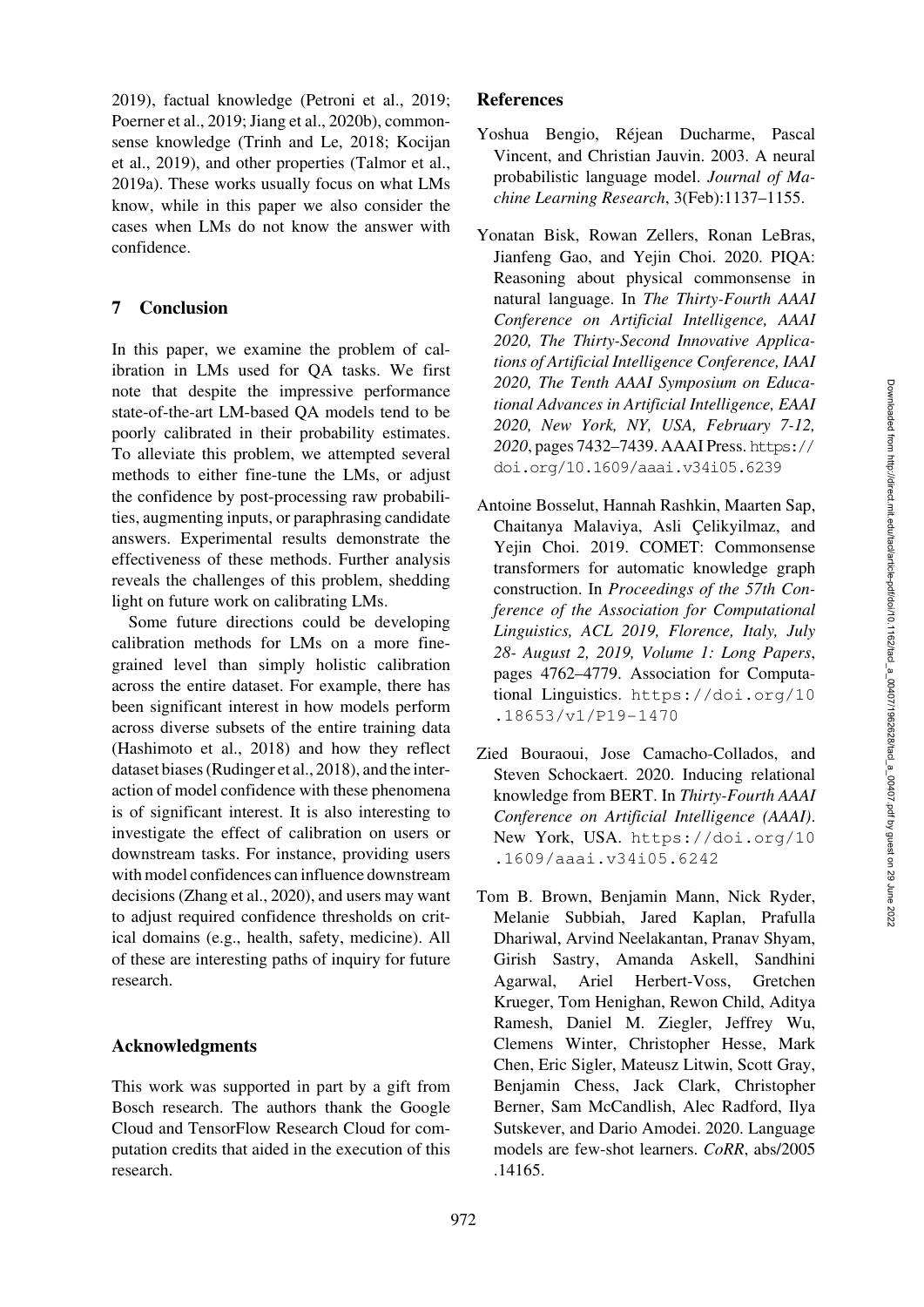2019), factual knowledge (Petroni et al., 2019; Poerner et al., 2019; Jiang et al., 2020b), commonsense knowledge (Trinh and Le, 2018; Kocijan et al., 2019), and other properties (Talmor et al., 2019a). These works usually focus on what LMs know, while in this paper we also consider the cases when LMs do not know the answer with confidence.

## 7 Conclusion

In this paper, we examine the problem of calibration in LMs used for QA tasks. We first note that despite the impressive performance state-of-the-art LM-based QA models tend to be poorly calibrated in their probability estimates. To alleviate this problem, we attempted several methods to either fine-tune the LMs, or adjust the confidence by post-processing raw probabilities, augmenting inputs, or paraphrasing candidate answers. Experimental results demonstrate the effectiveness of these methods. Further analysis reveals the challenges of this problem, shedding light on future work on calibrating LMs.

Some future directions could be developing calibration methods for LMs on a more fine-grained level than simply holistic calibration across the entire dataset. For example, there has been significant interest in how models perform across diverse subsets of the entire training data (Hashimoto et al., 2018) and how they reflect dataset biases (Rudinger et al., 2018), and the interaction of model confidence with these phenomena is of significant interest. It is also interesting to investigate the effect of calibration on users or downstream tasks. For instance, providing users with model confidences can influence downstream decisions (Zhang et al., 2020), and users may want to adjust required confidence thresholds on critical domains (e.g., health, safety, medicine). All of these are interesting paths of inquiry for future research.

## Acknowledgments

This work was supported in part by a gift from Bosch research. The authors thank the Google Cloud and TensorFlow Research Cloud for computation credits that aided in the execution of this research.

## References

Yoshua Bengio, Réjean Ducharme, Pascal Vincent, and Christian Jauvin. 2003. A neural probabilistic language model. *Journal of Machine Learning Research*, 3(Feb):1137–1155.

Yonatan Bisk, Rowan Zellers, Ronan LeBras, Jianfeng Gao, and Yejin Choi. 2020. PIQA: Reasoning about physical commonsense in natural language. In *The Thirty-Fourth AAAI Conference on Artificial Intelligence, AAAI 2020, The Thirty-Second Innovative Applications of Artificial Intelligence Conference, IAAI 2020, The Tenth AAAI Symposium on Educational Advances in Artificial Intelligence, EAAI 2020, New York, NY, USA, February 7-12, 2020*, pages 7432–7439. AAAI Press. https://doi.org/10.1609/aaai.v34i05.6239

Antoine Bosselut, Hannah Rashkin, Maarten Sap, Chaitanya Malaviya, Asli Çelikyilmaz, and Yejin Choi. 2019. COMET: Commonsense transformers for automatic knowledge graph construction. In *Proceedings of the 57th Conference of the Association for Computational Linguistics, ACL 2019, Florence, Italy, July 28- August 2, 2019, Volume 1: Long Papers*, pages 4762–4779. Association for Computational Linguistics. https://doi.org/10.18653/v1/P19-1470

Zied Bouraoui, Jose Camacho-Collados, and Steven Schockaert. 2020. Inducing relational knowledge from BERT. In *Thirty-Fourth AAAI Conference on Artificial Intelligence (AAAI)*. New York, USA. https://doi.org/10.1609/aaai.v34i05.6242

Tom B. Brown, Benjamin Mann, Nick Ryder, Melanie Subbiah, Jared Kaplan, Prafulla Dhariwal, Arvind Neelakantan, Pranav Shyam, Girish Sastry, Amanda Askell, Sandhini Agarwal, Ariel Herbert-Voss, Gretchen Krueger, Tom Henighan, Rewon Child, Aditya Ramesh, Daniel M. Ziegler, Jeffrey Wu, Clemens Winter, Christopher Hesse, Mark Chen, Eric Sigler, Mateusz Litwin, Scott Gray, Benjamin Chess, Jack Clark, Christopher Berner, Sam McCandlish, Alec Radford, Ilya Sutskever, and Dario Amodei. 2020. Language models are few-shot learners. *CoRR*, abs/2005.14165.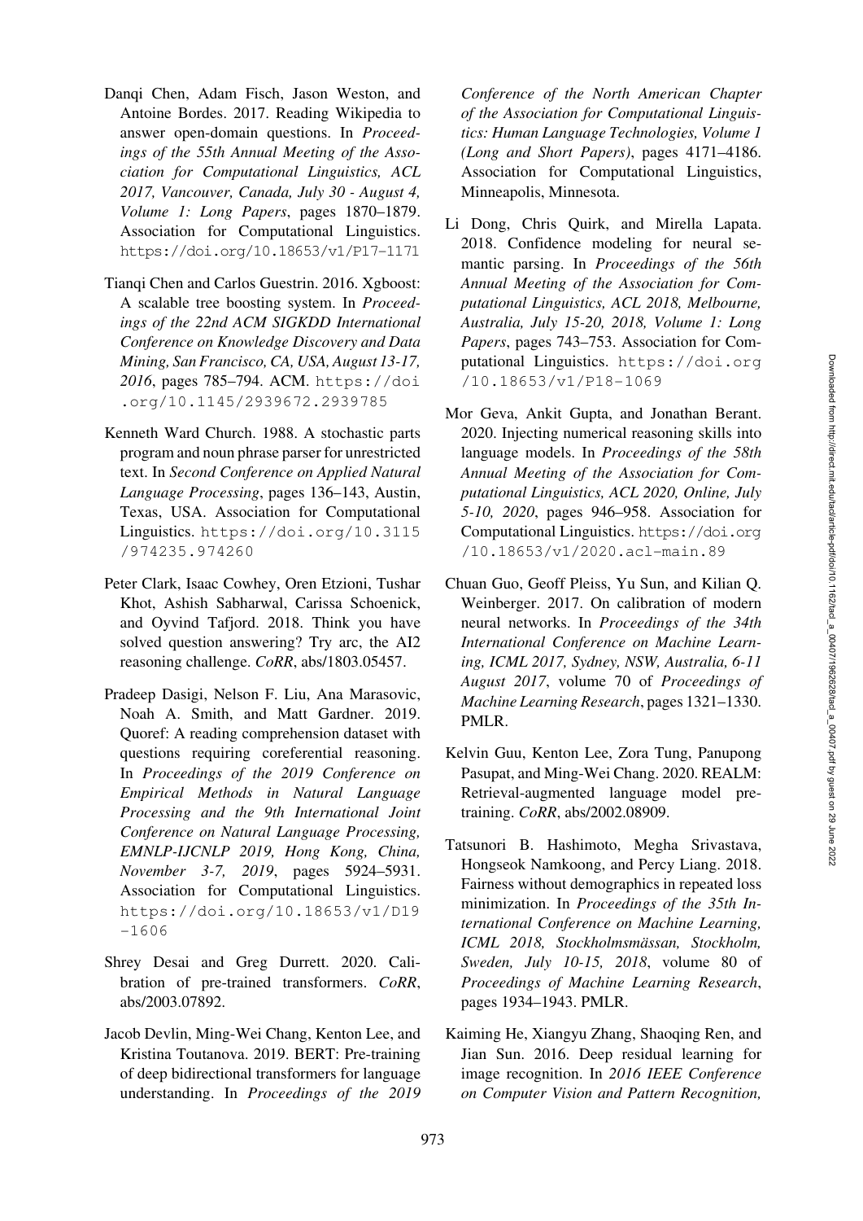Danqi Chen, Adam Fisch, Jason Weston, and Antoine Bordes. 2017. Reading Wikipedia to answer open-domain questions. In *Proceedings of the 55th Annual Meeting of the Association for Computational Linguistics, ACL 2017, Vancouver, Canada, July 30 - August 4, Volume 1: Long Papers*, pages 1870–1879. Association for Computational Linguistics. https://doi.org/10.18653/v1/P17-1171

Tianqi Chen and Carlos Guestrin. 2016. Xgboost: A scalable tree boosting system. In *Proceedings of the 22nd ACM SIGKDD International Conference on Knowledge Discovery and Data Mining, San Francisco, CA, USA, August 13-17, 2016*, pages 785–794. ACM. https://doi.org/10.1145/2939672.2939785

Kenneth Ward Church. 1988. A stochastic parts program and noun phrase parser for unrestricted text. In *Second Conference on Applied Natural Language Processing*, pages 136–143, Austin, Texas, USA. Association for Computational Linguistics. https://doi.org/10.3115/974235.974260

Peter Clark, Isaac Cowhey, Oren Etzioni, Tushar Khot, Ashish Sabharwal, Carissa Schoenick, and Oyvind Tafjord. 2018. Think you have solved question answering? Try arc, the AI2 reasoning challenge. *CoRR*, abs/1803.05457.

Pradeep Dasigi, Nelson F. Liu, Ana Marasovic, Noah A. Smith, and Matt Gardner. 2019. Quoref: A reading comprehension dataset with questions requiring coreferential reasoning. In *Proceedings of the 2019 Conference on Empirical Methods in Natural Language Processing and the 9th International Joint Conference on Natural Language Processing, EMNLP-IJCNLP 2019, Hong Kong, China, November 3-7, 2019*, pages 5924–5931. Association for Computational Linguistics. https://doi.org/10.18653/v1/D19-1606

Shrey Desai and Greg Durrett. 2020. Calibration of pre-trained transformers. *CoRR*, abs/2003.07892.

Jacob Devlin, Ming-Wei Chang, Kenton Lee, and Kristina Toutanova. 2019. BERT: Pre-training of deep bidirectional transformers for language understanding. In *Proceedings of the 2019 Conference of the North American Chapter of the Association for Computational Linguistics: Human Language Technologies, Volume 1 (Long and Short Papers)*, pages 4171–4186. Association for Computational Linguistics, Minneapolis, Minnesota.

Li Dong, Chris Quirk, and Mirella Lapata. 2018. Confidence modeling for neural semantic parsing. In *Proceedings of the 56th Annual Meeting of the Association for Computational Linguistics, ACL 2018, Melbourne, Australia, July 15-20, 2018, Volume 1: Long Papers*, pages 743–753. Association for Computational Linguistics. https://doi.org/10.18653/v1/P18-1069

Mor Geva, Ankit Gupta, and Jonathan Berant. 2020. Injecting numerical reasoning skills into language models. In *Proceedings of the 58th Annual Meeting of the Association for Computational Linguistics, ACL 2020, Online, July 5-10, 2020*, pages 946–958. Association for Computational Linguistics. https://doi.org/10.18653/v1/2020.acl-main.89

Chuan Guo, Geoff Pleiss, Yu Sun, and Kilian Q. Weinberger. 2017. On calibration of modern neural networks. In *Proceedings of the 34th International Conference on Machine Learning, ICML 2017, Sydney, NSW, Australia, 6-11 August 2017*, volume 70 of *Proceedings of Machine Learning Research*, pages 1321–1330. PMLR.

Kelvin Guu, Kenton Lee, Zora Tung, Panupong Pasupat, and Ming-Wei Chang. 2020. REALM: Retrieval-augmented language model pre-training. *CoRR*, abs/2002.08909.

Tatsunori B. Hashimoto, Megha Srivastava, Hongseok Namkoong, and Percy Liang. 2018. Fairness without demographics in repeated loss minimization. In *Proceedings of the 35th International Conference on Machine Learning, ICML 2018, Stockholmsmässan, Stockholm, Sweden, July 10-15, 2018*, volume 80 of *Proceedings of Machine Learning Research*, pages 1934–1943. PMLR.

Kaiming He, Xiangyu Zhang, Shaoqing Ren, and Jian Sun. 2016. Deep residual learning for image recognition. In *2016 IEEE Conference on Computer Vision and Pattern Recognition,*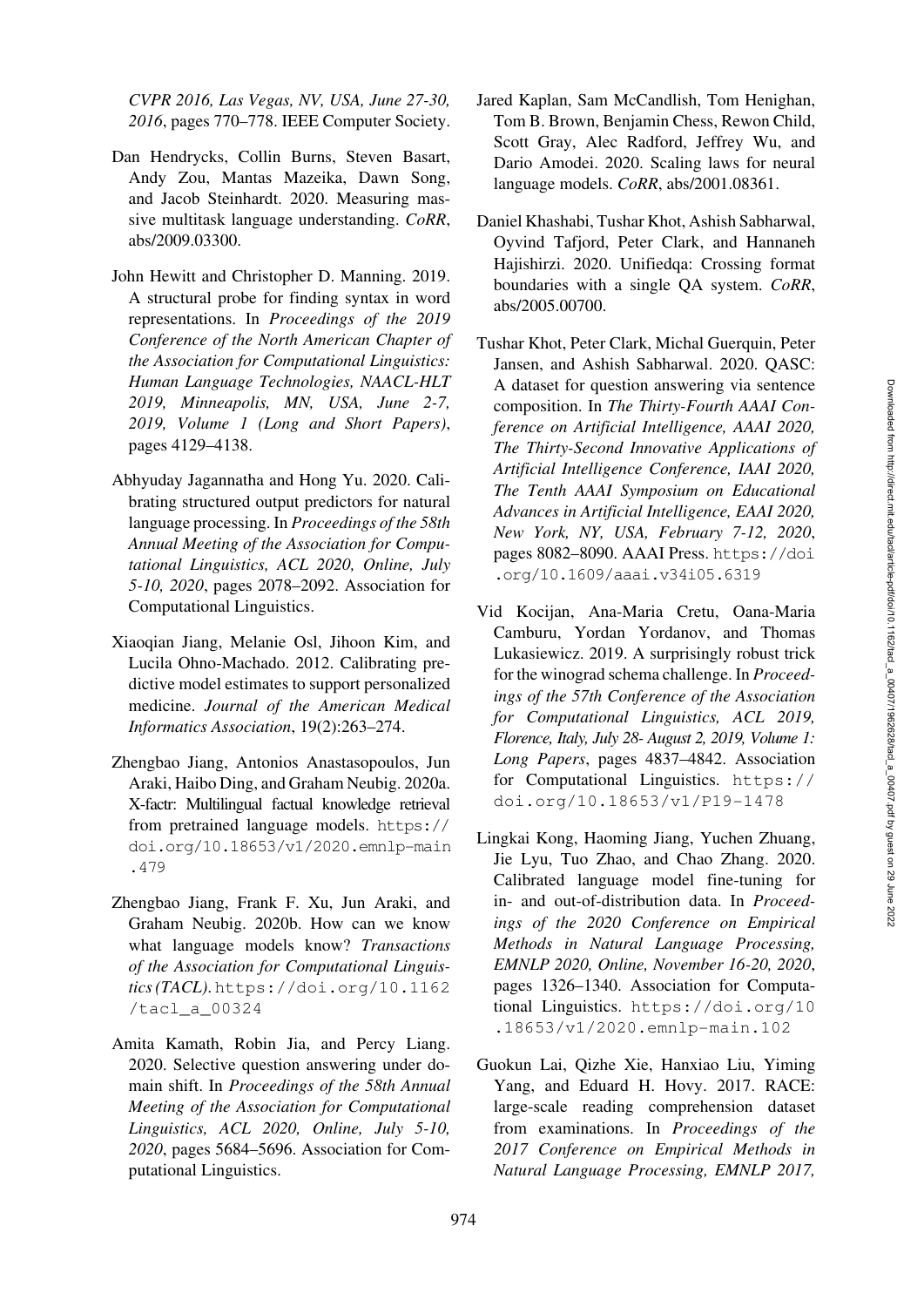*CVPR 2016, Las Vegas, NV, USA, June 27-30, 2016*, pages 770–778. IEEE Computer Society.

Dan Hendrycks, Collin Burns, Steven Basart, Andy Zou, Mantas Mazeika, Dawn Song, and Jacob Steinhardt. 2020. Measuring massive multitask language understanding. *CoRR*, abs/2009.03300.

John Hewitt and Christopher D. Manning. 2019. A structural probe for finding syntax in word representations. In *Proceedings of the 2019 Conference of the North American Chapter of the Association for Computational Linguistics: Human Language Technologies, NAACL-HLT 2019, Minneapolis, MN, USA, June 2-7, 2019, Volume 1 (Long and Short Papers)*, pages 4129–4138.

Abhyuday Jagannatha and Hong Yu. 2020. Calibrating structured output predictors for natural language processing. In *Proceedings of the 58th Annual Meeting of the Association for Computational Linguistics, ACL 2020, Online, July 5-10, 2020*, pages 2078–2092. Association for Computational Linguistics.

Xiaoqian Jiang, Melanie Osl, Jihoon Kim, and Lucila Ohno-Machado. 2012. Calibrating predictive model estimates to support personalized medicine. *Journal of the American Medical Informatics Association*, 19(2):263–274.

Zhengbao Jiang, Antonios Anastasopoulos, Jun Araki, Haibo Ding, and Graham Neubig. 2020a. X-factr: Multilingual factual knowledge retrieval from pretrained language models. https://doi.org/10.18653/v1/2020.emnlp-main.479

Zhengbao Jiang, Frank F. Xu, Jun Araki, and Graham Neubig. 2020b. How can we know what language models know? *Transactions of the Association for Computational Linguistics (TACL)*. https://doi.org/10.1162/tacl_a_00324

Amita Kamath, Robin Jia, and Percy Liang. 2020. Selective question answering under domain shift. In *Proceedings of the 58th Annual Meeting of the Association for Computational Linguistics, ACL 2020, Online, July 5-10, 2020*, pages 5684–5696. Association for Computational Linguistics.

Jared Kaplan, Sam McCandlish, Tom Henighan, Tom B. Brown, Benjamin Chess, Rewon Child, Scott Gray, Alec Radford, Jeffrey Wu, and Dario Amodei. 2020. Scaling laws for neural language models. *CoRR*, abs/2001.08361.

Daniel Khashabi, Tushar Khot, Ashish Sabharwal, Oyvind Tafjord, Peter Clark, and Hannaneh Hajishirzi. 2020. Unifiedqa: Crossing format boundaries with a single QA system. *CoRR*, abs/2005.00700.

Tushar Khot, Peter Clark, Michal Guerquin, Peter Jansen, and Ashish Sabharwal. 2020. QASC: A dataset for question answering via sentence composition. In *The Thirty-Fourth AAAI Conference on Artificial Intelligence, AAAI 2020, The Thirty-Second Innovative Applications of Artificial Intelligence Conference, IAAI 2020, The Tenth AAAI Symposium on Educational Advances in Artificial Intelligence, EAAI 2020, New York, NY, USA, February 7-12, 2020*, pages 8082–8090. AAAI Press. https://doi.org/10.1609/aaai.v34i05.6319

Vid Kocijan, Ana-Maria Cretu, Oana-Maria Camburu, Yordan Yordanov, and Thomas Lukasiewicz. 2019. A surprisingly robust trick for the winograd schema challenge. In *Proceedings of the 57th Conference of the Association for Computational Linguistics, ACL 2019, Florence, Italy, July 28- August 2, 2019, Volume 1: Long Papers*, pages 4837–4842. Association for Computational Linguistics. https://doi.org/10.18653/v1/P19-1478

Lingkai Kong, Haoming Jiang, Yuchen Zhuang, Jie Lyu, Tuo Zhao, and Chao Zhang. 2020. Calibrated language model fine-tuning for in- and out-of-distribution data. In *Proceedings of the 2020 Conference on Empirical Methods in Natural Language Processing, EMNLP 2020, Online, November 16-20, 2020*, pages 1326–1340. Association for Computational Linguistics. https://doi.org/10.18653/v1/2020.emnlp-main.102

Guokun Lai, Qizhe Xie, Hanxiao Liu, Yiming Yang, and Eduard H. Hovy. 2017. RACE: large-scale reading comprehension dataset from examinations. In *Proceedings of the 2017 Conference on Empirical Methods in Natural Language Processing, EMNLP 2017,*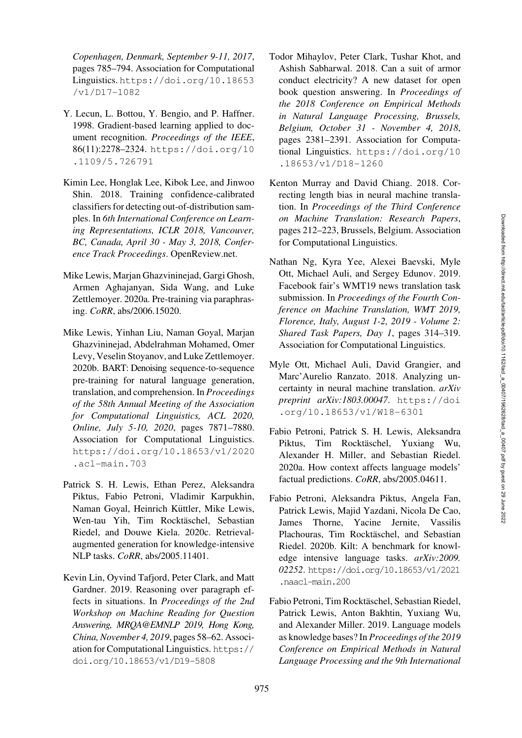*Copenhagen, Denmark, September 9-11, 2017*, pages 785–794. Association for Computational Linguistics. https://doi.org/10.18653/v1/D17-1082

Y. Lecun, L. Bottou, Y. Bengio, and P. Haffner. 1998. Gradient-based learning applied to document recognition. *Proceedings of the IEEE*, 86(11):2278–2324. https://doi.org/10.1109/5.726791

Kimin Lee, Honglak Lee, Kibok Lee, and Jinwoo Shin. 2018. Training confidence-calibrated classifiers for detecting out-of-distribution samples. In *6th International Conference on Learning Representations, ICLR 2018, Vancouver, BC, Canada, April 30 - May 3, 2018, Conference Track Proceedings*. OpenReview.net.

Mike Lewis, Marjan Ghazvininejad, Gargi Ghosh, Armen Aghajanyan, Sida Wang, and Luke Zettlemoyer. 2020a. Pre-training via paraphrasing. *CoRR*, abs/2006.15020.

Mike Lewis, Yinhan Liu, Naman Goyal, Marjan Ghazvininejad, Abdelrahman Mohamed, Omer Levy, Veselin Stoyanov, and Luke Zettlemoyer. 2020b. BART: Denoising sequence-to-sequence pre-training for natural language generation, translation, and comprehension. In *Proceedings of the 58th Annual Meeting of the Association for Computational Linguistics, ACL 2020, Online, July 5-10, 2020*, pages 7871–7880. Association for Computational Linguistics. https://doi.org/10.18653/v1/2020.acl-main.703

Patrick S. H. Lewis, Ethan Perez, Aleksandra Piktus, Fabio Petroni, Vladimir Karpukhin, Naman Goyal, Heinrich Küttler, Mike Lewis, Wen-tau Yih, Tim Rocktäschel, Sebastian Riedel, and Douwe Kiela. 2020c. Retrieval-augmented generation for knowledge-intensive NLP tasks. *CoRR*, abs/2005.11401.

Kevin Lin, Oyvind Tafjord, Peter Clark, and Matt Gardner. 2019. Reasoning over paragraph effects in situations. In *Proceedings of the 2nd Workshop on Machine Reading for Question Answering, MRQA@EMNLP 2019, Hong Kong, China, November 4, 2019*, pages 58–62. Association for Computational Linguistics. https://doi.org/10.18653/v1/D19-5808

Todor Mihaylov, Peter Clark, Tushar Khot, and Ashish Sabharwal. 2018. Can a suit of armor conduct electricity? A new dataset for open book question answering. In *Proceedings of the 2018 Conference on Empirical Methods in Natural Language Processing, Brussels, Belgium, October 31 - November 4, 2018*, pages 2381–2391. Association for Computational Linguistics. https://doi.org/10.18653/v1/D18-1260

Kenton Murray and David Chiang. 2018. Correcting length bias in neural machine translation. In *Proceedings of the Third Conference on Machine Translation: Research Papers*, pages 212–223, Brussels, Belgium. Association for Computational Linguistics.

Nathan Ng, Kyra Yee, Alexei Baevski, Myle Ott, Michael Auli, and Sergey Edunov. 2019. Facebook fair's WMT19 news translation task submission. In *Proceedings of the Fourth Conference on Machine Translation, WMT 2019, Florence, Italy, August 1-2, 2019 - Volume 2: Shared Task Papers, Day 1*, pages 314–319. Association for Computational Linguistics.

Myle Ott, Michael Auli, David Grangier, and Marc'Aurelio Ranzato. 2018. Analyzing uncertainty in neural machine translation. *arXiv preprint arXiv:1803.00047*. https://doi.org/10.18653/v1/W18-6301

Fabio Petroni, Patrick S. H. Lewis, Aleksandra Piktus, Tim Rocktäschel, Yuxiang Wu, Alexander H. Miller, and Sebastian Riedel. 2020a. How context affects language models' factual predictions. *CoRR*, abs/2005.04611.

Fabio Petroni, Aleksandra Piktus, Angela Fan, Patrick Lewis, Majid Yazdani, Nicola De Cao, James Thorne, Yacine Jernite, Vassilis Plachouras, Tim Rocktäschel, and Sebastian Riedel. 2020b. Kilt: A benchmark for knowledge intensive language tasks. *arXiv:2009.02252*. https://doi.org/10.18653/v1/2021.naacl-main.200

Fabio Petroni, Tim Rocktäschel, Sebastian Riedel, Patrick Lewis, Anton Bakhtin, Yuxiang Wu, and Alexander Miller. 2019. Language models as knowledge bases? In *Proceedings of the 2019 Conference on Empirical Methods in Natural Language Processing and the 9th International*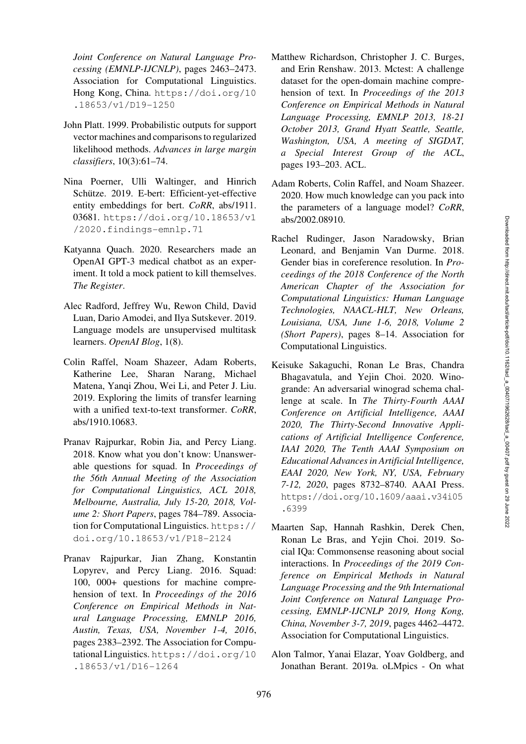*Joint Conference on Natural Language Processing (EMNLP-IJCNLP)*, pages 2463–2473. Association for Computational Linguistics. Hong Kong, China. https://doi.org/10.18653/v1/D19-1250

John Platt. 1999. Probabilistic outputs for support vector machines and comparisons to regularized likelihood methods. *Advances in large margin classifiers*, 10(3):61–74.

Nina Poerner, Ulli Waltinger, and Hinrich Schütze. 2019. E-bert: Efficient-yet-effective entity embeddings for bert. *CoRR*, abs/1911.03681. https://doi.org/10.18653/v1/2020.findings-emnlp.71

Katyanna Quach. 2020. Researchers made an OpenAI GPT-3 medical chatbot as an experiment. It told a mock patient to kill themselves. *The Register*.

Alec Radford, Jeffrey Wu, Rewon Child, David Luan, Dario Amodei, and Ilya Sutskever. 2019. Language models are unsupervised multitask learners. *OpenAI Blog*, 1(8).

Colin Raffel, Noam Shazeer, Adam Roberts, Katherine Lee, Sharan Narang, Michael Matena, Yanqi Zhou, Wei Li, and Peter J. Liu. 2019. Exploring the limits of transfer learning with a unified text-to-text transformer. *CoRR*, abs/1910.10683.

Pranav Rajpurkar, Robin Jia, and Percy Liang. 2018. Know what you don't know: Unanswerable questions for squad. In *Proceedings of the 56th Annual Meeting of the Association for Computational Linguistics, ACL 2018, Melbourne, Australia, July 15-20, 2018, Volume 2: Short Papers*, pages 784–789. Association for Computational Linguistics. https://doi.org/10.18653/v1/P18-2124

Pranav Rajpurkar, Jian Zhang, Konstantin Lopyrev, and Percy Liang. 2016. Squad: 100, 000+ questions for machine comprehension of text. In *Proceedings of the 2016 Conference on Empirical Methods in Natural Language Processing, EMNLP 2016, Austin, Texas, USA, November 1-4, 2016*, pages 2383–2392. The Association for Computational Linguistics. https://doi.org/10.18653/v1/D16-1264

Matthew Richardson, Christopher J. C. Burges, and Erin Renshaw. 2013. Mctest: A challenge dataset for the open-domain machine comprehension of text. In *Proceedings of the 2013 Conference on Empirical Methods in Natural Language Processing, EMNLP 2013, 18-21 October 2013, Grand Hyatt Seattle, Seattle, Washington, USA, A meeting of SIGDAT, a Special Interest Group of the ACL*, pages 193–203. ACL.

Adam Roberts, Colin Raffel, and Noam Shazeer. 2020. How much knowledge can you pack into the parameters of a language model? *CoRR*, abs/2002.08910.

Rachel Rudinger, Jason Naradowsky, Brian Leonard, and Benjamin Van Durme. 2018. Gender bias in coreference resolution. In *Proceedings of the 2018 Conference of the North American Chapter of the Association for Computational Linguistics: Human Language Technologies, NAACL-HLT, New Orleans, Louisiana, USA, June 1-6, 2018, Volume 2 (Short Papers)*, pages 8–14. Association for Computational Linguistics.

Keisuke Sakaguchi, Ronan Le Bras, Chandra Bhagavatula, and Yejin Choi. 2020. Winogrande: An adversarial winograd schema challenge at scale. In *The Thirty-Fourth AAAI Conference on Artificial Intelligence, AAAI 2020, The Thirty-Second Innovative Applications of Artificial Intelligence Conference, IAAI 2020, The Tenth AAAI Symposium on Educational Advances in Artificial Intelligence, EAAI 2020, New York, NY, USA, February 7-12, 2020*, pages 8732–8740. AAAI Press. https://doi.org/10.1609/aaai.v34i05.6399

Maarten Sap, Hannah Rashkin, Derek Chen, Ronan Le Bras, and Yejin Choi. 2019. Social IQa: Commonsense reasoning about social interactions. In *Proceedings of the 2019 Conference on Empirical Methods in Natural Language Processing and the 9th International Joint Conference on Natural Language Processing, EMNLP-IJCNLP 2019, Hong Kong, China, November 3-7, 2019*, pages 4462–4472. Association for Computational Linguistics.

Alon Talmor, Yanai Elazar, Yoav Goldberg, and Jonathan Berant. 2019a. oLMpics - On what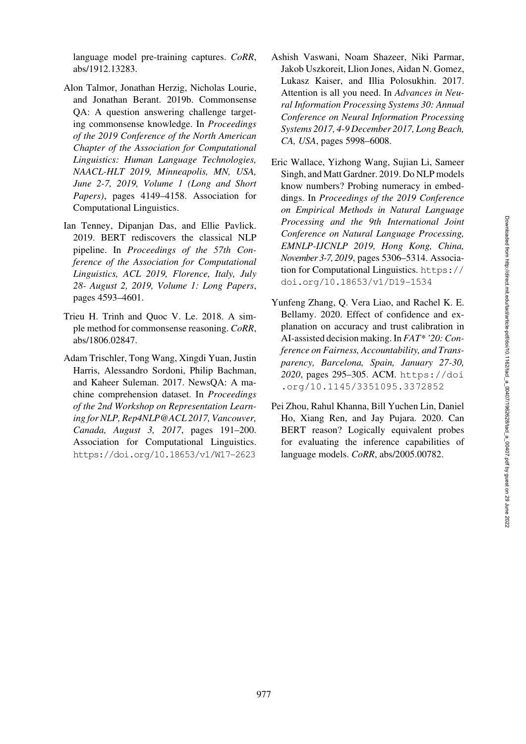language model pre-training captures. *CoRR*, abs/1912.13283.

Alon Talmor, Jonathan Herzig, Nicholas Lourie, and Jonathan Berant. 2019b. Commonsense QA: A question answering challenge targeting commonsense knowledge. In *Proceedings of the 2019 Conference of the North American Chapter of the Association for Computational Linguistics: Human Language Technologies, NAACL-HLT 2019, Minneapolis, MN, USA, June 2-7, 2019, Volume 1 (Long and Short Papers)*, pages 4149–4158. Association for Computational Linguistics.

Ian Tenney, Dipanjan Das, and Ellie Pavlick. 2019. BERT rediscovers the classical NLP pipeline. In *Proceedings of the 57th Conference of the Association for Computational Linguistics, ACL 2019, Florence, Italy, July 28- August 2, 2019, Volume 1: Long Papers*, pages 4593–4601.

Trieu H. Trinh and Quoc V. Le. 2018. A simple method for commonsense reasoning. *CoRR*, abs/1806.02847.

Adam Trischler, Tong Wang, Xingdi Yuan, Justin Harris, Alessandro Sordoni, Philip Bachman, and Kaheer Suleman. 2017. NewsQA: A machine comprehension dataset. In *Proceedings of the 2nd Workshop on Representation Learning for NLP, Rep4NLP@ACL 2017, Vancouver, Canada, August 3, 2017*, pages 191–200. Association for Computational Linguistics. https://doi.org/10.18653/v1/W17-2623

Ashish Vaswani, Noam Shazeer, Niki Parmar, Jakob Uszkoreit, Llion Jones, Aidan N. Gomez, Lukasz Kaiser, and Illia Polosukhin. 2017. Attention is all you need. In *Advances in Neural Information Processing Systems 30: Annual Conference on Neural Information Processing Systems 2017, 4-9 December 2017, Long Beach, CA, USA*, pages 5998–6008.

Eric Wallace, Yizhong Wang, Sujian Li, Sameer Singh, and Matt Gardner. 2019. Do NLP models know numbers? Probing numeracy in embeddings. In *Proceedings of the 2019 Conference on Empirical Methods in Natural Language Processing and the 9th International Joint Conference on Natural Language Processing, EMNLP-IJCNLP 2019, Hong Kong, China, November 3-7, 2019*, pages 5306–5314. Association for Computational Linguistics. https://doi.org/10.18653/v1/D19-1534

Yunfeng Zhang, Q. Vera Liao, and Rachel K. E. Bellamy. 2020. Effect of confidence and explanation on accuracy and trust calibration in AI-assisted decision making. In *FAT* '20: Conference on Fairness, Accountability, and Transparency, Barcelona, Spain, January 27-30, 2020*, pages 295–305. ACM. https://doi.org/10.1145/3351095.3372852

Pei Zhou, Rahul Khanna, Bill Yuchen Lin, Daniel Ho, Xiang Ren, and Jay Pujara. 2020. Can BERT reason? Logically equivalent probes for evaluating the inference capabilities of language models. *CoRR*, abs/2005.00782.